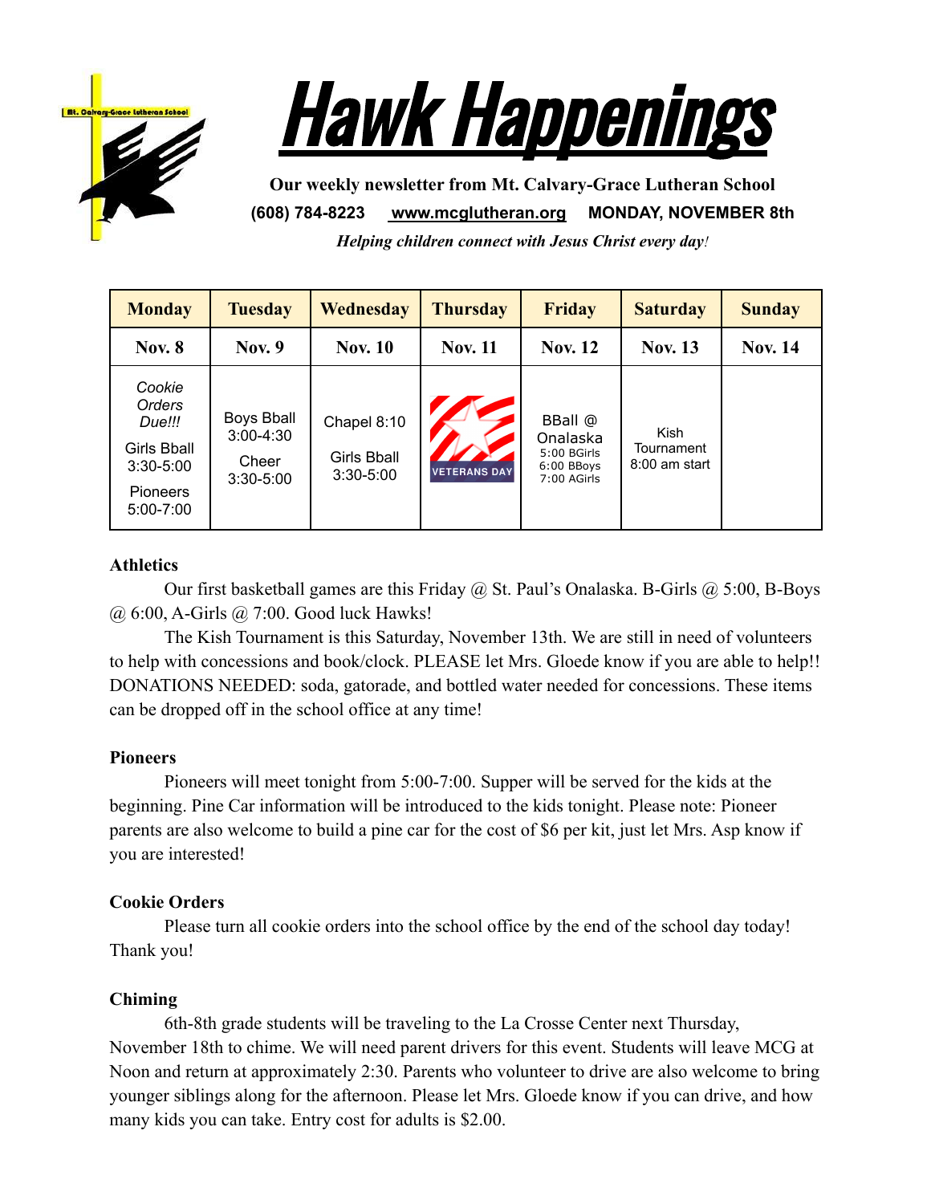# Hawk Happenings

**Our weekly newsletter from Mt. Calvary-Grace Lutheran School**

**(608) 784-8223 www.mcglutheran.org MONDAY, NOVEMBER 8th**

***Helping children connect with Jesus Christ every day!***

| Monday | Tuesday | Wednesday | Thursday | Friday | Saturday | Sunday |
|---|---|---|---|---|---|---|
| **Nov. 8** | **Nov. 9** | **Nov. 10** | **Nov. 11** | **Nov. 12** | **Nov. 13** | **Nov. 14** |
| *Cookie Orders Due!!!* Girls Bball 3:30-5:00 Pioneers 5:00-7:00 | Boys Bball 3:00-4:30 Cheer 3:30-5:00 | Chapel 8:10 Girls Bball 3:30-5:00 | VETERANS DAY | BBall @ Onalaska 5:00 BGirls 6:00 BBoys 7:00 AGirls | Kish Tournament 8:00 am start | |

**Athletics**

Our first basketball games are this Friday @ St. Paul's Onalaska. B-Girls @ 5:00, B-Boys @ 6:00, A-Girls @ 7:00. Good luck Hawks!

The Kish Tournament is this Saturday, November 13th. We are still in need of volunteers to help with concessions and book/clock. PLEASE let Mrs. Gloede know if you are able to help!! DONATIONS NEEDED: soda, gatorade, and bottled water needed for concessions. These items can be dropped off in the school office at any time!

**Pioneers**

Pioneers will meet tonight from 5:00-7:00. Supper will be served for the kids at the beginning. Pine Car information will be introduced to the kids tonight. Please note: Pioneer parents are also welcome to build a pine car for the cost of $6 per kit, just let Mrs. Asp know if you are interested!

**Cookie Orders**

Please turn all cookie orders into the school office by the end of the school day today! Thank you!

**Chiming**

6th-8th grade students will be traveling to the La Crosse Center next Thursday, November 18th to chime. We will need parent drivers for this event. Students will leave MCG at Noon and return at approximately 2:30. Parents who volunteer to drive are also welcome to bring younger siblings along for the afternoon. Please let Mrs. Gloede know if you can drive, and how many kids you can take. Entry cost for adults is $2.00.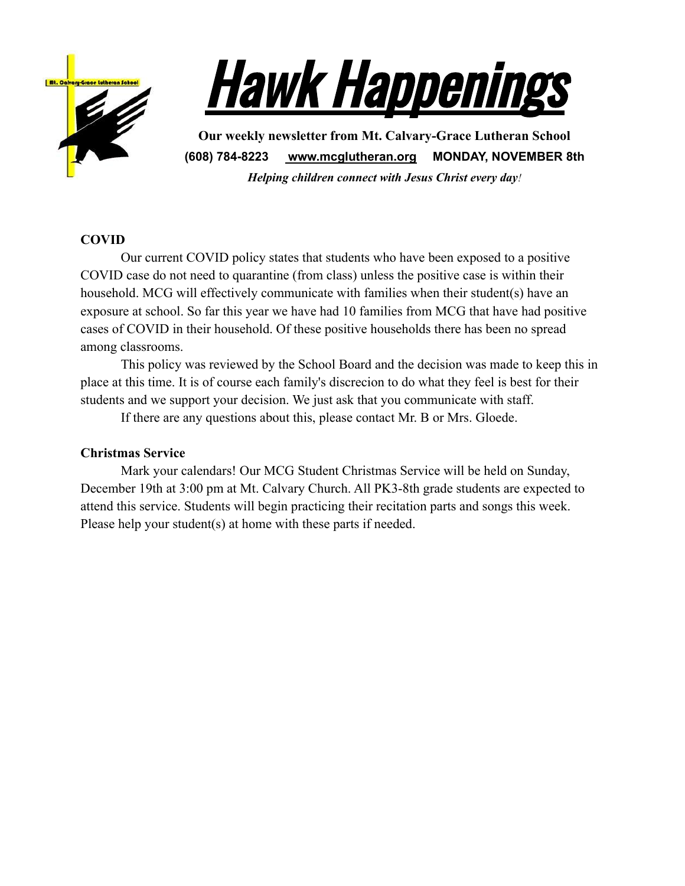# Hawk Happenings

**Our weekly newsletter from Mt. Calvary-Grace Lutheran School**

**(608) 784-8223 [www.mcglutheran.org](http://www.mcglutheran.org) MONDAY, NOVEMBER 8th**

***Helping children connect with Jesus Christ every day!***

**COVID**

Our current COVID policy states that students who have been exposed to a positive COVID case do not need to quarantine (from class) unless the positive case is within their household. MCG will effectively communicate with families when their student(s) have an exposure at school. So far this year we have had 10 families from MCG that have had positive cases of COVID in their household. Of these positive households there has been no spread among classrooms.

This policy was reviewed by the School Board and the decision was made to keep this in place at this time. It is of course each family's discrecion to do what they feel is best for their students and we support your decision. We just ask that you communicate with staff.

If there are any questions about this, please contact Mr. B or Mrs. Gloede.

**Christmas Service**

Mark your calendars! Our MCG Student Christmas Service will be held on Sunday, December 19th at 3:00 pm at Mt. Calvary Church. All PK3-8th grade students are expected to attend this service. Students will begin practicing their recitation parts and songs this week. Please help your student(s) at home with these parts if needed.